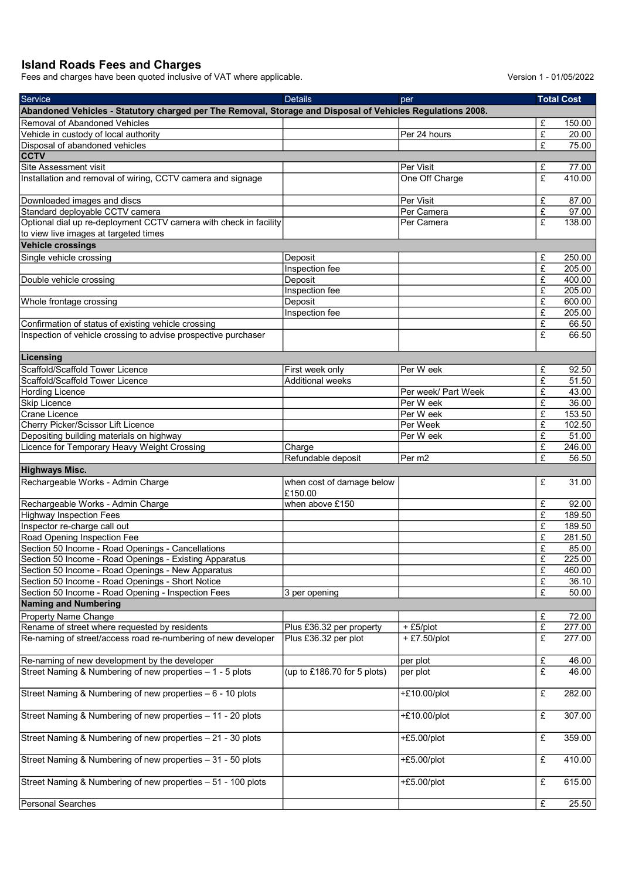# Island Roads Fees and Charges

Fees and charges have been quoted inclusive of VAT where applicable.

Version 1 - 01/05/2022

| Service | Details | per | Total Cost | |
|---|---|---|---|---|
| **Abandoned Vehicles - Statutory charged per The Removal, Storage and Disposal of Vehicles Regulations 2008.** | | | | |
| Removal of Abandoned Vehicles | | | £ | 150.00 |
| Vehicle in custody of local authority | | Per 24 hours | £ | 20.00 |
| Disposal of abandoned vehicles | | | £ | 75.00 |
| **CCTV** | | | | |
| Site Assessment visit | | Per Visit | £ | 77.00 |
| Installation and removal of wiring, CCTV camera and signage | | One Off Charge | £ | 410.00 |
| Downloaded images and discs | | Per Visit | £ | 87.00 |
| Standard deployable CCTV camera | | Per Camera | £ | 97.00 |
| Optional dial up re-deployment CCTV camera with check in facility to view live images at targeted times | | Per Camera | £ | 138.00 |
| **Vehicle crossings** | | | | |
| Single vehicle crossing | Deposit | | £ | 250.00 |
| | Inspection fee | | £ | 205.00 |
| Double vehicle crossing | Deposit | | £ | 400.00 |
| | Inspection fee | | £ | 205.00 |
| Whole frontage crossing | Deposit | | £ | 600.00 |
| | Inspection fee | | £ | 205.00 |
| Confirmation of status of existing vehicle crossing | | | £ | 66.50 |
| Inspection of vehicle crossing to advise prospective purchaser | | | £ | 66.50 |
| **Licensing** | | | | |
| Scaffold/Scaffold Tower Licence | First week only | Per W eek | £ | 92.50 |
| Scaffold/Scaffold Tower Licence | Additional weeks | | £ | 51.50 |
| Hording Licence | | Per week/ Part Week | £ | 43.00 |
| Skip Licence | | Per W eek | £ | 36.00 |
| Crane Licence | | Per W eek | £ | 153.50 |
| Cherry Picker/Scissor Lift Licence | | Per Week | £ | 102.50 |
| Depositing building materials on highway | | Per W eek | £ | 51.00 |
| Licence for Temporary Heavy Weight Crossing | Charge | | £ | 246.00 |
| | Refundable deposit | Per m2 | £ | 56.50 |
| **Highways Misc.** | | | | |
| Rechargeable Works - Admin Charge | when cost of damage below £150.00 | | £ | 31.00 |
| Rechargeable Works - Admin Charge | when above £150 | | £ | 92.00 |
| Highway Inspection Fees | | | £ | 189.50 |
| Inspector re-charge call out | | | £ | 189.50 |
| Road Opening Inspection Fee | | | £ | 281.50 |
| Section 50 Income - Road Openings - Cancellations | | | £ | 85.00 |
| Section 50 Income - Road Openings - Existing Apparatus | | | £ | 225.00 |
| Section 50 Income - Road Openings - New Apparatus | | | £ | 460.00 |
| Section 50 Income - Road Openings - Short Notice | | | £ | 36.10 |
| Section 50 Income - Road Opening - Inspection Fees | 3 per opening | | £ | 50.00 |
| **Naming and Numbering** | | | | |
| Property Name Change | | | £ | 72.00 |
| Rename of street where requested by residents | Plus £36.32 per property | + £5/plot | £ | 277.00 |
| Re-naming of street/access road re-numbering of new developer | Plus £36.32 per plot | + £7.50/plot | £ | 277.00 |
| Re-naming of new development by the developer | | per plot | £ | 46.00 |
| Street Naming & Numbering of new properties – 1 - 5 plots | (up to £186.70 for 5 plots) | per plot | £ | 46.00 |
| Street Naming & Numbering of new properties – 6 - 10 plots | | +£10.00/plot | £ | 282.00 |
| Street Naming & Numbering of new properties – 11 - 20 plots | | +£10.00/plot | £ | 307.00 |
| Street Naming & Numbering of new properties – 21 - 30 plots | | +£5.00/plot | £ | 359.00 |
| Street Naming & Numbering of new properties – 31 - 50 plots | | +£5.00/plot | £ | 410.00 |
| Street Naming & Numbering of new properties – 51 - 100 plots | | +£5.00/plot | £ | 615.00 |
| Personal Searches | | | £ | 25.50 |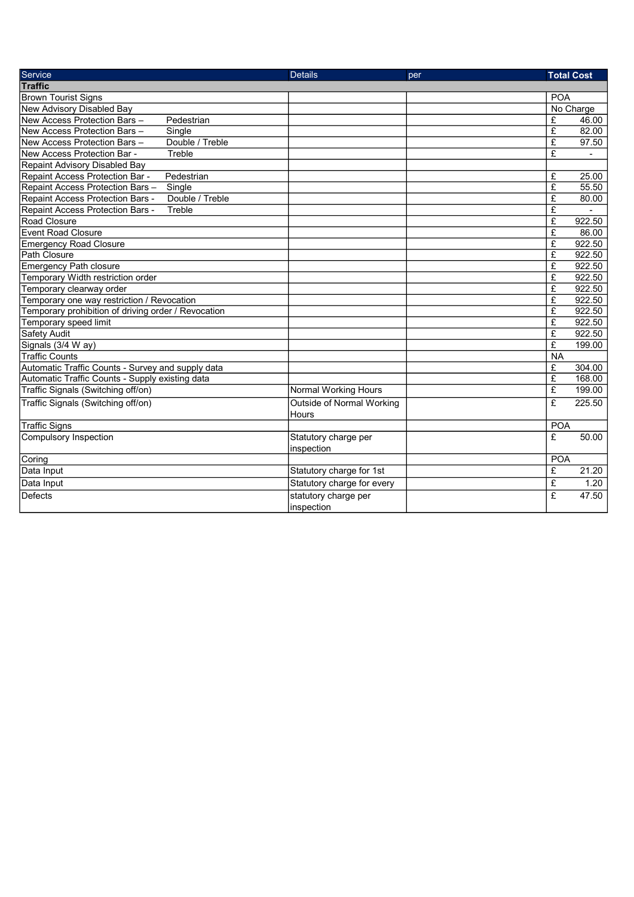| Service | Details | per | Total Cost |
|---|---|---|---|
| **Traffic** | | | |
| Brown Tourist Signs | | | POA |
| New Advisory Disabled Bay | | | No Charge |
| New Access Protection Bars – Pedestrian | | | £ 46.00 |
| New Access Protection Bars – Single | | | £ 82.00 |
| New Access Protection Bars – Double / Treble | | | £ 97.50 |
| New Access Protection Bar - Treble | | | £ - |
| Repaint Advisory Disabled Bay | | | |
| Repaint Access Protection Bar - Pedestrian | | | £ 25.00 |
| Repaint Access Protection Bars – Single | | | £ 55.50 |
| Repaint Access Protection Bars - Double / Treble | | | £ 80.00 |
| Repaint Access Protection Bars - Treble | | | £ - |
| Road Closure | | | £ 922.50 |
| Event Road Closure | | | £ 86.00 |
| Emergency Road Closure | | | £ 922.50 |
| Path Closure | | | £ 922.50 |
| Emergency Path closure | | | £ 922.50 |
| Temporary Width restriction order | | | £ 922.50 |
| Temporary clearway order | | | £ 922.50 |
| Temporary one way restriction / Revocation | | | £ 922.50 |
| Temporary prohibition of driving order / Revocation | | | £ 922.50 |
| Temporary speed limit | | | £ 922.50 |
| Safety Audit | | | £ 922.50 |
| Signals (3/4 W ay) | | | £ 199.00 |
| Traffic Counts | | | NA |
| Automatic Traffic Counts - Survey and supply data | | | £ 304.00 |
| Automatic Traffic Counts - Supply existing data | | | £ 168.00 |
| Traffic Signals (Switching off/on) | Normal Working Hours | | £ 199.00 |
| Traffic Signals (Switching off/on) | Outside of Normal Working Hours | | £ 225.50 |
| Traffic Signs | | | POA |
| Compulsory Inspection | Statutory charge per inspection | | £ 50.00 |
| Coring | | | POA |
| Data Input | Statutory charge for 1st | | £ 21.20 |
| Data Input | Statutory charge for every | | £ 1.20 |
| Defects | statutory charge per inspection | | £ 47.50 |